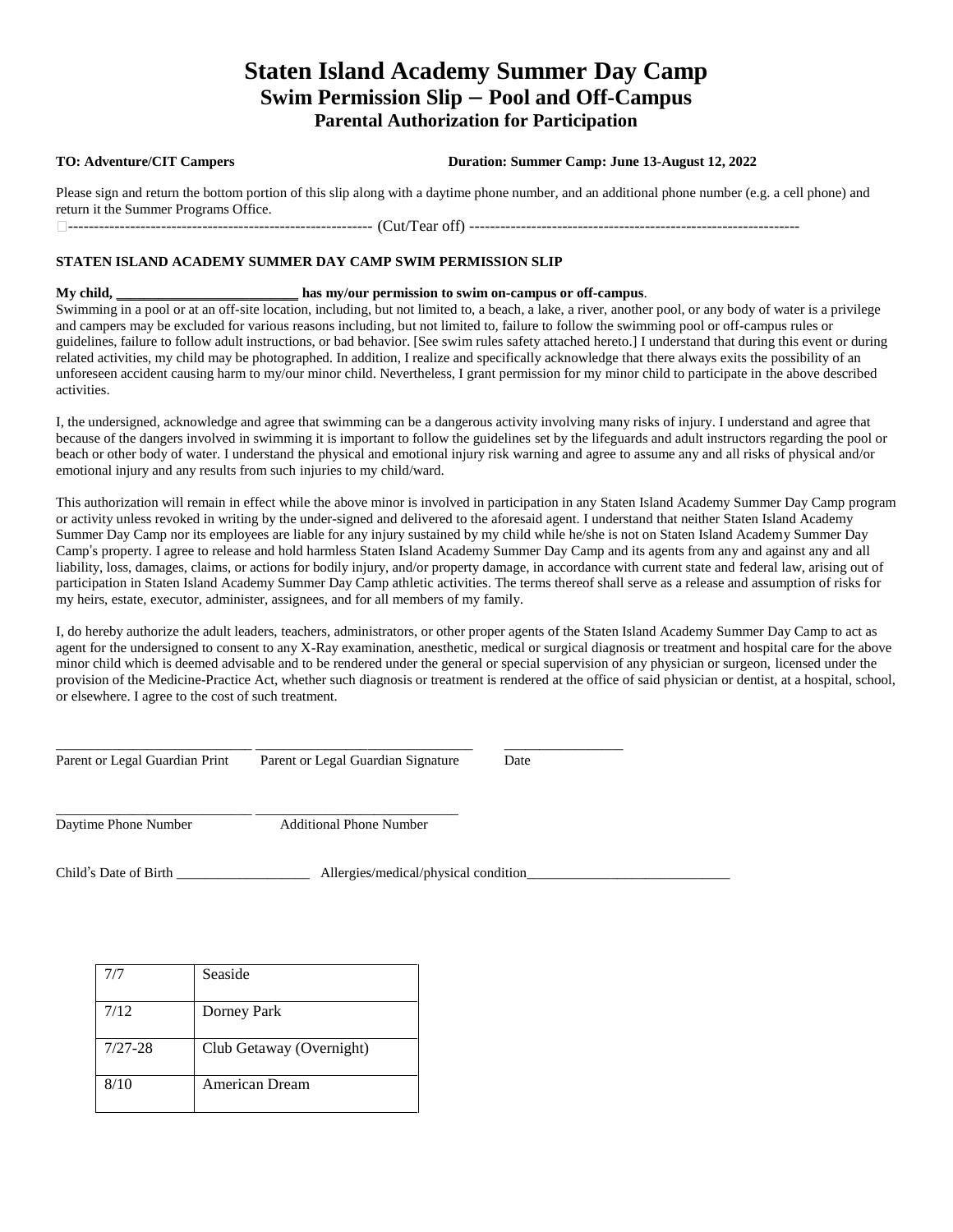# Staten Island Academy Summer Day Camp

## Swim Permission Slip – Pool and Off-Campus

### Parental Authorization for Participation

**TO: Adventure/CIT Campers** **Duration: Summer Camp: June 13-August 12, 2022**

Please sign and return the bottom portion of this slip along with a daytime phone number, and an additional phone number (e.g. a cell phone) and return it the Summer Programs Office.

------------------------------------------------------------ (Cut/Tear off) ---------------------------------------------------------------

**STATEN ISLAND ACADEMY SUMMER DAY CAMP SWIM PERMISSION SLIP**

**My child, _________________________ has my/our permission to swim on-campus or off-campus**.

Swimming in a pool or at an off-site location, including, but not limited to, a beach, a lake, a river, another pool, or any body of water is a privilege and campers may be excluded for various reasons including, but not limited to, failure to follow the swimming pool or off-campus rules or guidelines, failure to follow adult instructions, or bad behavior. [See swim rules safety attached hereto.] I understand that during this event or during related activities, my child may be photographed. In addition, I realize and specifically acknowledge that there always exits the possibility of an unforeseen accident causing harm to my/our minor child. Nevertheless, I grant permission for my minor child to participate in the above described activities.

I, the undersigned, acknowledge and agree that swimming can be a dangerous activity involving many risks of injury. I understand and agree that because of the dangers involved in swimming it is important to follow the guidelines set by the lifeguards and adult instructors regarding the pool or beach or other body of water. I understand the physical and emotional injury risk warning and agree to assume any and all risks of physical and/or emotional injury and any results from such injuries to my child/ward.

This authorization will remain in effect while the above minor is involved in participation in any Staten Island Academy Summer Day Camp program or activity unless revoked in writing by the under-signed and delivered to the aforesaid agent. I understand that neither Staten Island Academy Summer Day Camp nor its employees are liable for any injury sustained by my child while he/she is not on Staten Island Academy Summer Day Camp's property. I agree to release and hold harmless Staten Island Academy Summer Day Camp and its agents from any and against any and all liability, loss, damages, claims, or actions for bodily injury, and/or property damage, in accordance with current state and federal law, arising out of participation in Staten Island Academy Summer Day Camp athletic activities. The terms thereof shall serve as a release and assumption of risks for my heirs, estate, executor, administer, assignees, and for all members of my family.

I, do hereby authorize the adult leaders, teachers, administrators, or other proper agents of the Staten Island Academy Summer Day Camp to act as agent for the undersigned to consent to any X-Ray examination, anesthetic, medical or surgical diagnosis or treatment and hospital care for the above minor child which is deemed advisable and to be rendered under the general or special supervision of any physician or surgeon, licensed under the provision of the Medicine-Practice Act, whether such diagnosis or treatment is rendered at the office of said physician or dentist, at a hospital, school, or elsewhere. I agree to the cost of such treatment.

___________________________ ______________________________ ________________
Parent or Legal Guardian Print Parent or Legal Guardian Signature Date

___________________________ ____________________________
Daytime Phone Number Additional Phone Number

Child's Date of Birth ___________________ Allergies/medical/physical condition_____________________________

| | |
|---|---|
| 7/7 | Seaside |
| 7/12 | Dorney Park |
| 7/27-28 | Club Getaway (Overnight) |
| 8/10 | American Dream |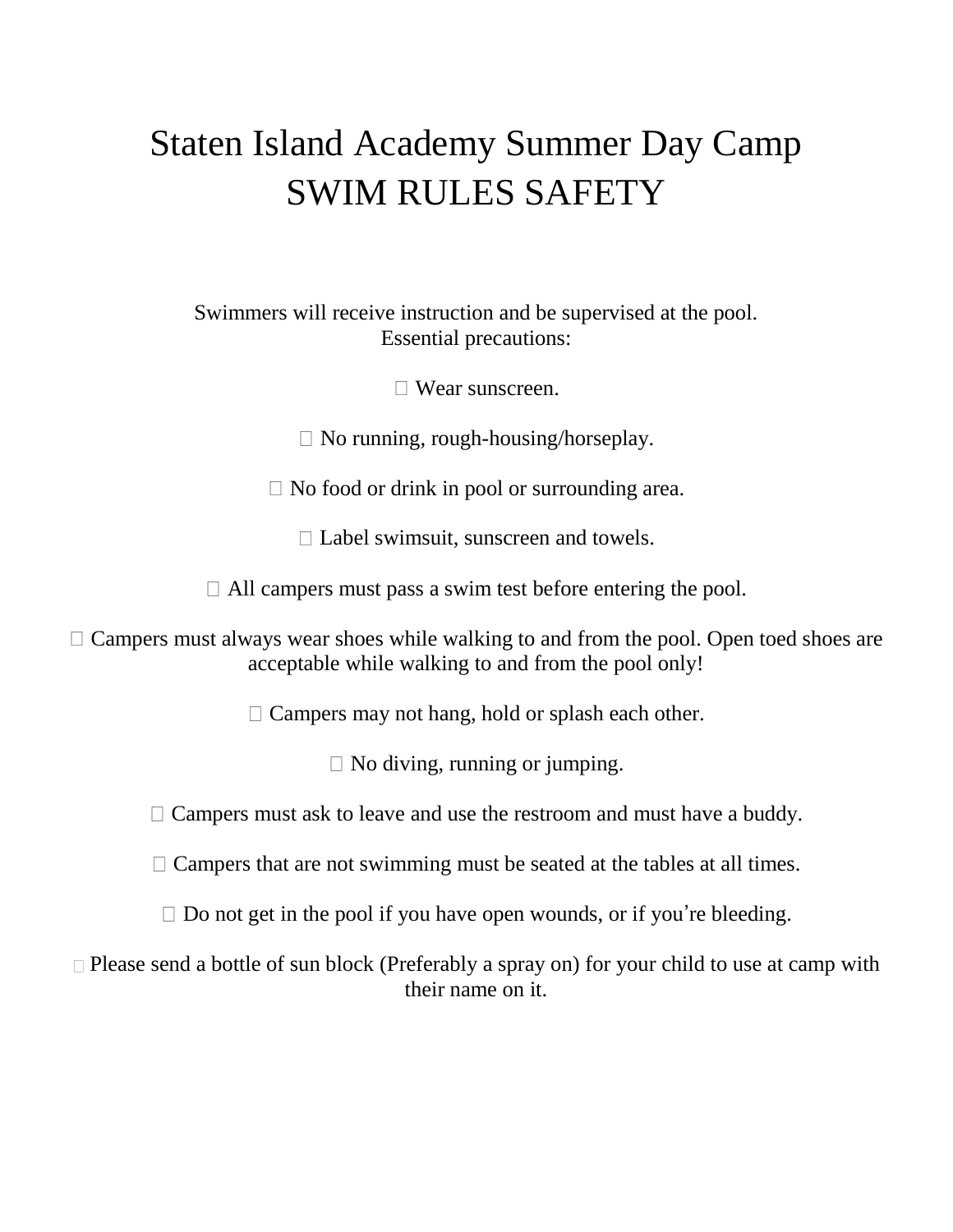# Staten Island Academy Summer Day Camp
# SWIM RULES SAFETY

Swimmers will receive instruction and be supervised at the pool.
Essential precautions:

- Wear sunscreen.
- No running, rough-housing/horseplay.
- No food or drink in pool or surrounding area.
- Label swimsuit, sunscreen and towels.
- All campers must pass a swim test before entering the pool.
- Campers must always wear shoes while walking to and from the pool. Open toed shoes are acceptable while walking to and from the pool only!
- Campers may not hang, hold or splash each other.
- No diving, running or jumping.
- Campers must ask to leave and use the restroom and must have a buddy.
- Campers that are not swimming must be seated at the tables at all times.
- Do not get in the pool if you have open wounds, or if you're bleeding.
- Please send a bottle of sun block (Preferably a spray on) for your child to use at camp with their name on it.